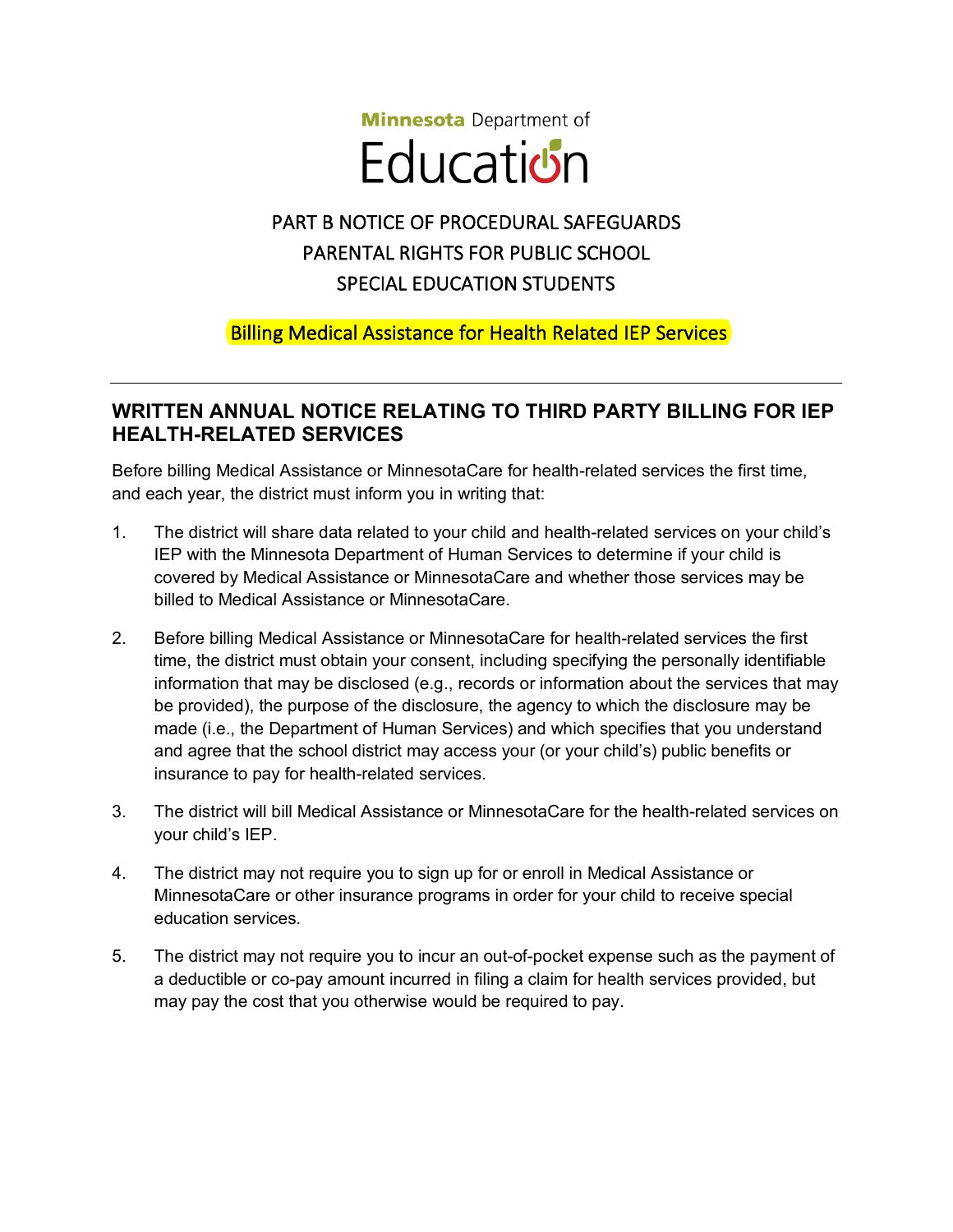Minnesota Department of

# Education

## PART B NOTICE OF PROCEDURAL SAFEGUARDS PARENTAL RIGHTS FOR PUBLIC SCHOOL SPECIAL EDUCATION STUDENTS

Billing Medical Assistance for Health Related IEP Services

---

### WRITTEN ANNUAL NOTICE RELATING TO THIRD PARTY BILLING FOR IEP HEALTH-RELATED SERVICES

Before billing Medical Assistance or MinnesotaCare for health-related services the first time, and each year, the district must inform you in writing that:

1. The district will share data related to your child and health-related services on your child's IEP with the Minnesota Department of Human Services to determine if your child is covered by Medical Assistance or MinnesotaCare and whether those services may be billed to Medical Assistance or MinnesotaCare.

2. Before billing Medical Assistance or MinnesotaCare for health-related services the first time, the district must obtain your consent, including specifying the personally identifiable information that may be disclosed (e.g., records or information about the services that may be provided), the purpose of the disclosure, the agency to which the disclosure may be made (i.e., the Department of Human Services) and which specifies that you understand and agree that the school district may access your (or your child's) public benefits or insurance to pay for health-related services.

3. The district will bill Medical Assistance or MinnesotaCare for the health-related services on your child's IEP.

4. The district may not require you to sign up for or enroll in Medical Assistance or MinnesotaCare or other insurance programs in order for your child to receive special education services.

5. The district may not require you to incur an out-of-pocket expense such as the payment of a deductible or co-pay amount incurred in filing a claim for health services provided, but may pay the cost that you otherwise would be required to pay.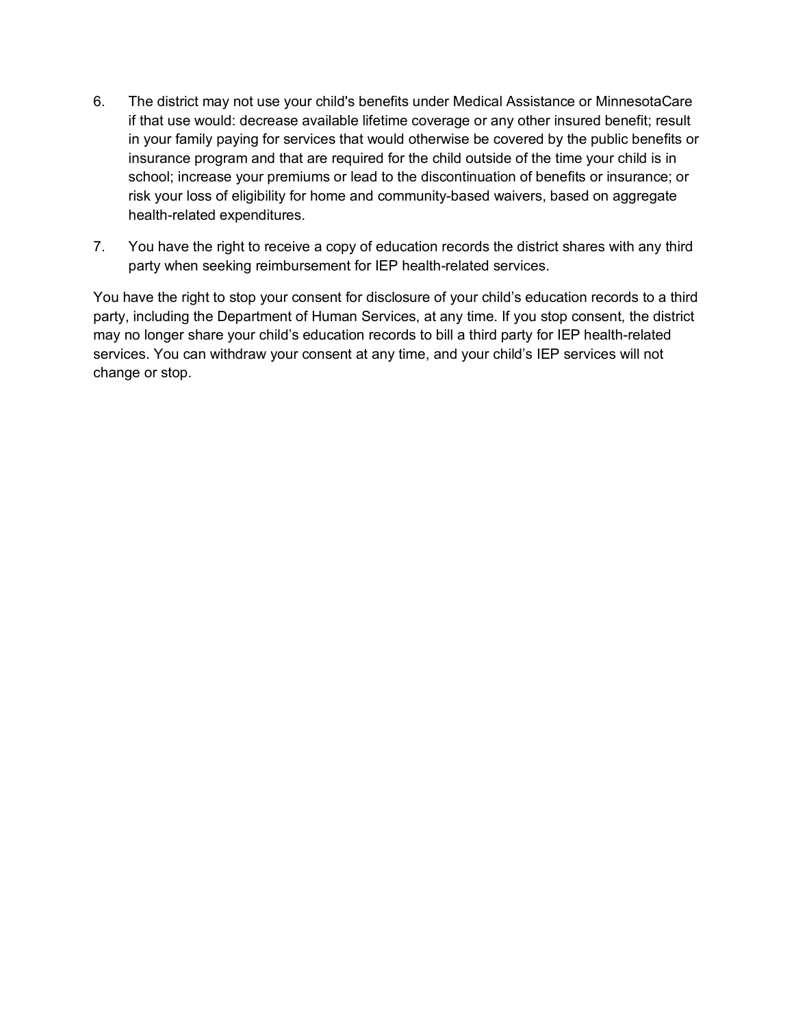6. The district may not use your child's benefits under Medical Assistance or MinnesotaCare if that use would: decrease available lifetime coverage or any other insured benefit; result in your family paying for services that would otherwise be covered by the public benefits or insurance program and that are required for the child outside of the time your child is in school; increase your premiums or lead to the discontinuation of benefits or insurance; or risk your loss of eligibility for home and community-based waivers, based on aggregate health-related expenditures.

7. You have the right to receive a copy of education records the district shares with any third party when seeking reimbursement for IEP health-related services.

You have the right to stop your consent for disclosure of your child's education records to a third party, including the Department of Human Services, at any time. If you stop consent, the district may no longer share your child's education records to bill a third party for IEP health-related services. You can withdraw your consent at any time, and your child's IEP services will not change or stop.